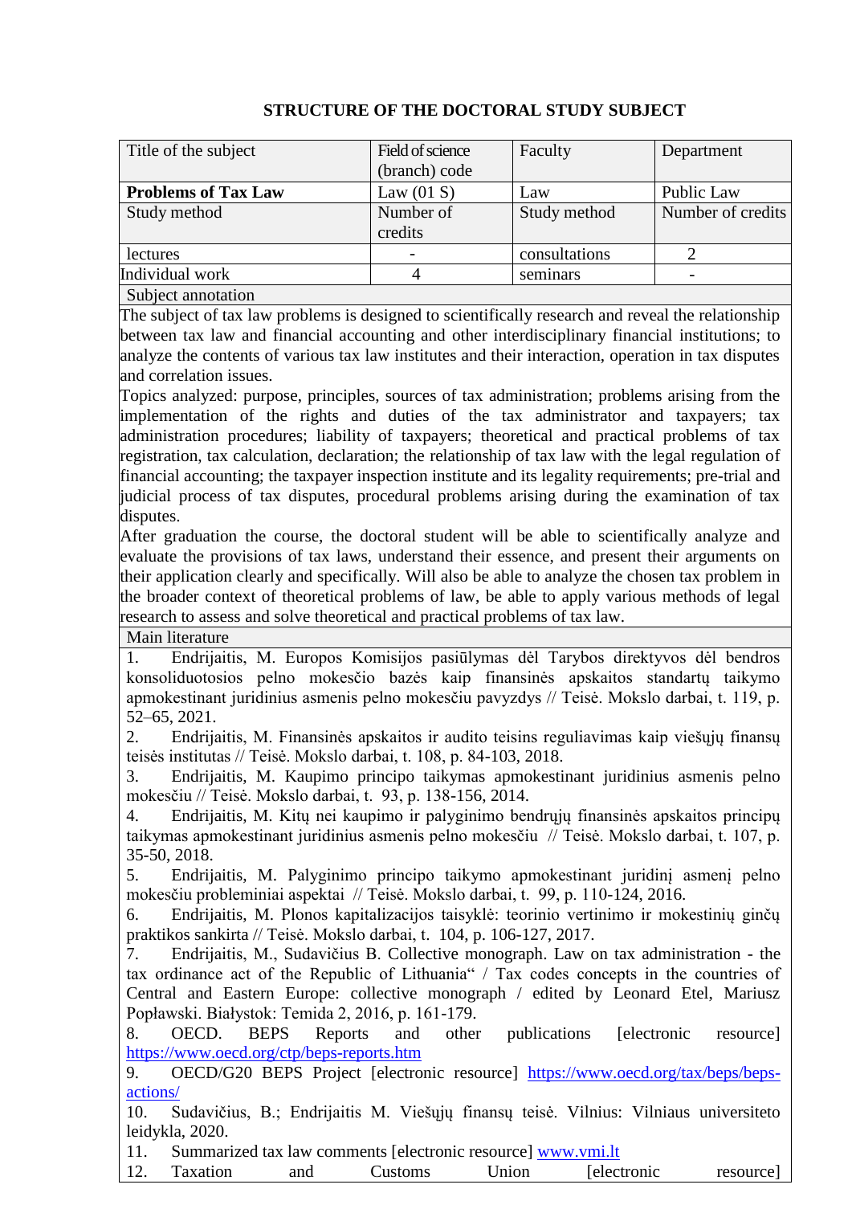**STRUCTURE OF THE DOCTORAL STUDY SUBJECT**

| Title of the subject | Field of science (branch) code | Faculty | Department |
|---|---|---|---|
| **Problems of Tax Law** | Law (01 S) | Law | Public Law |
| Study method | Number of credits | Study method | Number of credits |
| lectures | - | consultations | 2 |
| Individual work | 4 | seminars | - |

Subject annotation

The subject of tax law problems is designed to scientifically research and reveal the relationship between tax law and financial accounting and other interdisciplinary financial institutions; to analyze the contents of various tax law institutes and their interaction, operation in tax disputes and correlation issues.

Topics analyzed: purpose, principles, sources of tax administration; problems arising from the implementation of the rights and duties of the tax administrator and taxpayers; tax administration procedures; liability of taxpayers; theoretical and practical problems of tax registration, tax calculation, declaration; the relationship of tax law with the legal regulation of financial accounting; the taxpayer inspection institute and its legality requirements; pre-trial and judicial process of tax disputes, procedural problems arising during the examination of tax disputes.

After graduation the course, the doctoral student will be able to scientifically analyze and evaluate the provisions of tax laws, understand their essence, and present their arguments on their application clearly and specifically. Will also be able to analyze the chosen tax problem in the broader context of theoretical problems of law, be able to apply various methods of legal research to assess and solve theoretical and practical problems of tax law.

Main literature

1. Endrijaitis, M. Europos Komisijos pasiūlymas dėl Tarybos direktyvos dėl bendros konsoliduotosios pelno mokesčio bazės kaip finansinės apskaitos standartų taikymo apmokestinant juridinius asmenis pelno mokesčiu pavyzdys // Teisė. Mokslo darbai, t. 119, p. 52–65, 2021.
2. Endrijaitis, M. Finansinės apskaitos ir audito teisins reguliavimas kaip viešųjų finansų teisės institutas // Teisė. Mokslo darbai, t. 108, p. 84-103, 2018.
3. Endrijaitis, M. Kaupimo principo taikymas apmokestinant juridinius asmenis pelno mokesčiu // Teisė. Mokslo darbai, t. 93, p. 138-156, 2014.
4. Endrijaitis, M. Kitų nei kaupimo ir palyginimo bendrųjų finansinės apskaitos principų taikymas apmokestinant juridinius asmenis pelno mokesčiu // Teisė. Mokslo darbai, t. 107, p. 35-50, 2018.
5. Endrijaitis, M. Palyginimo principo taikymo apmokestinant juridinį asmenį pelno mokesčiu probleminiai aspektai // Teisė. Mokslo darbai, t. 99, p. 110-124, 2016.
6. Endrijaitis, M. Plonos kapitalizacijos taisyklė: teorinio vertinimo ir mokestinių ginčų praktikos sankirta // Teisė. Mokslo darbai, t. 104, p. 106-127, 2017.
7. Endrijaitis, M., Sudavičius B. Collective monograph. Law on tax administration - the tax ordinance act of the Republic of Lithuania“ / Tax codes concepts in the countries of Central and Eastern Europe: collective monograph / edited by Leonard Etel, Mariusz Popławski. Białystok: Temida 2, 2016, p. 161-179.
8. OECD. BEPS Reports and other publications [electronic resource] https://www.oecd.org/ctp/beps-reports.htm
9. OECD/G20 BEPS Project [electronic resource] https://www.oecd.org/tax/beps/beps-actions/
10. Sudavičius, B.; Endrijaitis M. Viešųjų finansų teisė. Vilnius: Vilniaus universiteto leidykla, 2020.
11. Summarized tax law comments [electronic resource] www.vmi.lt
12. Taxation and Customs Union [electronic resource]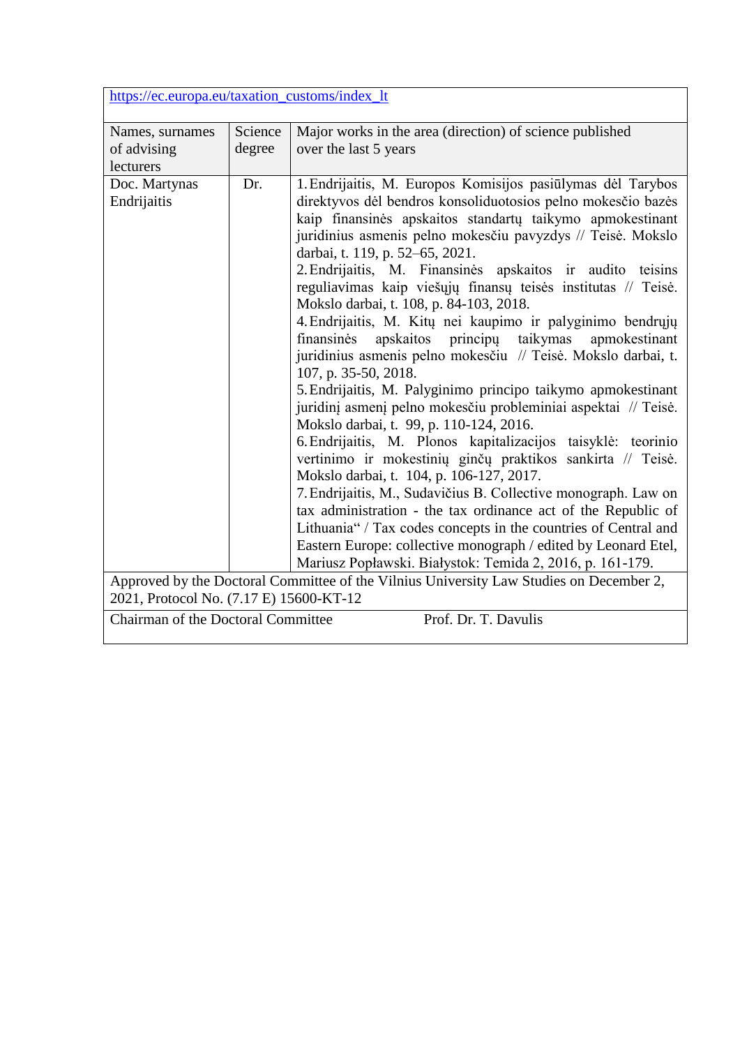| https://ec.europa.eu/taxation_customs/index_lt | | |
|---|---|---|
| Names, surnames of advising lecturers | Science degree | Major works in the area (direction) of science published over the last 5 years |
| Doc. Martynas Endrijaitis | Dr. | 1. Endrijaitis, M. Europos Komisijos pasiūlymas dėl Tarybos direktyvos dėl bendros konsoliduotosios pelno mokesčio bazės kaip finansinės apskaitos standartų taikymo apmokestinant juridinius asmenis pelno mokesčiu pavyzdys // Teisė. Mokslo darbai, t. 119, p. 52–65, 2021.<br>2. Endrijaitis, M. Finansinės apskaitos ir audito teisins reguliavimas kaip viešųjų finansų teisės institutas // Teisė. Mokslo darbai, t. 108, p. 84-103, 2018.<br>4. Endrijaitis, M. Kitų nei kaupimo ir palyginimo bendrųjų finansinės apskaitos principų taikymas apmokestinant juridinius asmenis pelno mokesčiu // Teisė. Mokslo darbai, t. 107, p. 35-50, 2018.<br>5. Endrijaitis, M. Palyginimo principo taikymo apmokestinant juridinį asmenį pelno mokesčiu probleminiai aspektai // Teisė. Mokslo darbai, t. 99, p. 110-124, 2016.<br>6. Endrijaitis, M. Plonos kapitalizacijos taisyklė: teorinio vertinimo ir mokestinių ginčų praktikos sankirta // Teisė. Mokslo darbai, t. 104, p. 106-127, 2017.<br>7. Endrijaitis, M., Sudavičius B. Collective monograph. Law on tax administration - the tax ordinance act of the Republic of Lithuania" / Tax codes concepts in the countries of Central and Eastern Europe: collective monograph / edited by Leonard Etel, Mariusz Popławski. Białystok: Temida 2, 2016, p. 161-179. |
| Approved by the Doctoral Committee of the Vilnius University Law Studies on December 2, 2021, Protocol No. (7.17 E) 15600-KT-12 | | |
| Chairman of the Doctoral Committee | | Prof. Dr. T. Davulis |